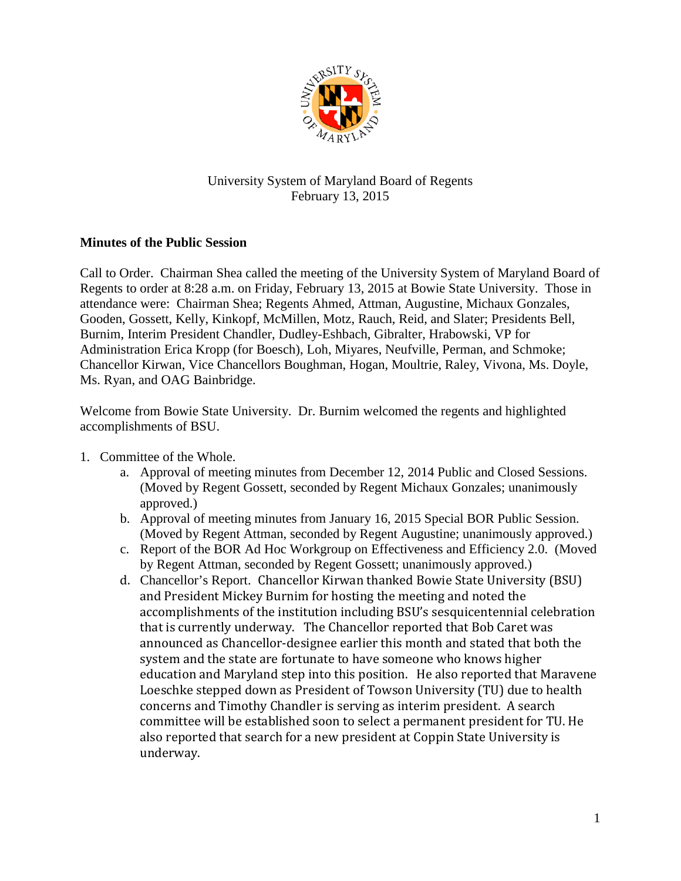University System of Maryland Board of Regents
February 13, 2015

**Minutes of the Public Session**

Call to Order. Chairman Shea called the meeting of the University System of Maryland Board of Regents to order at 8:28 a.m. on Friday, February 13, 2015 at Bowie State University. Those in attendance were: Chairman Shea; Regents Ahmed, Attman, Augustine, Michaux Gonzales, Gooden, Gossett, Kelly, Kinkopf, McMillen, Motz, Rauch, Reid, and Slater; Presidents Bell, Burnim, Interim President Chandler, Dudley-Eshbach, Gibralter, Hrabowski, VP for Administration Erica Kropp (for Boesch), Loh, Miyares, Neufville, Perman, and Schmoke; Chancellor Kirwan, Vice Chancellors Boughman, Hogan, Moultrie, Raley, Vivona, Ms. Doyle, Ms. Ryan, and OAG Bainbridge.

Welcome from Bowie State University. Dr. Burnim welcomed the regents and highlighted accomplishments of BSU.

1. Committee of the Whole.
   a. Approval of meeting minutes from December 12, 2014 Public and Closed Sessions. (Moved by Regent Gossett, seconded by Regent Michaux Gonzales; unanimously approved.)
   b. Approval of meeting minutes from January 16, 2015 Special BOR Public Session. (Moved by Regent Attman, seconded by Regent Augustine; unanimously approved.)
   c. Report of the BOR Ad Hoc Workgroup on Effectiveness and Efficiency 2.0. (Moved by Regent Attman, seconded by Regent Gossett; unanimously approved.)
   d. Chancellor's Report. Chancellor Kirwan thanked Bowie State University (BSU) and President Mickey Burnim for hosting the meeting and noted the accomplishments of the institution including BSU's sesquicentennial celebration that is currently underway. The Chancellor reported that Bob Caret was announced as Chancellor-designee earlier this month and stated that both the system and the state are fortunate to have someone who knows higher education and Maryland step into this position. He also reported that Maravene Loeschke stepped down as President of Towson University (TU) due to health concerns and Timothy Chandler is serving as interim president. A search committee will be established soon to select a permanent president for TU. He also reported that search for a new president at Coppin State University is underway.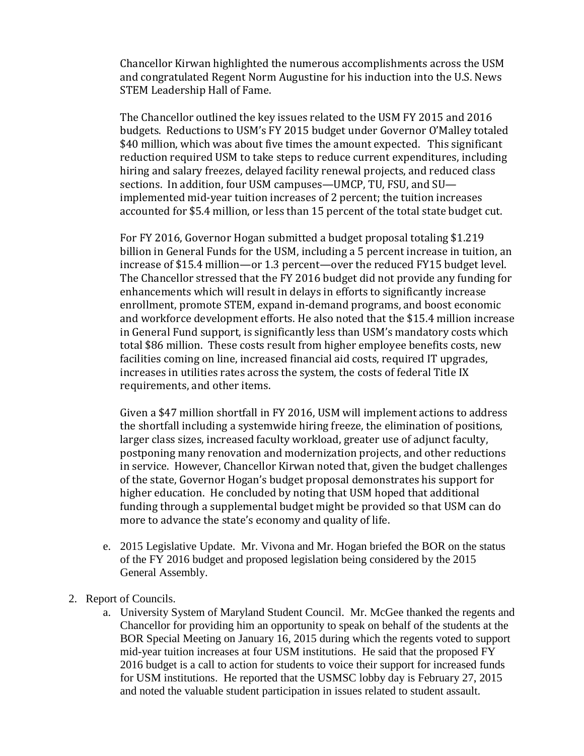Chancellor Kirwan highlighted the numerous accomplishments across the USM and congratulated Regent Norm Augustine for his induction into the U.S. News STEM Leadership Hall of Fame.

The Chancellor outlined the key issues related to the USM FY 2015 and 2016 budgets. Reductions to USM's FY 2015 budget under Governor O'Malley totaled $40 million, which was about five times the amount expected. This significant reduction required USM to take steps to reduce current expenditures, including hiring and salary freezes, delayed facility renewal projects, and reduced class sections. In addition, four USM campuses—UMCP, TU, FSU, and SU—implemented mid-year tuition increases of 2 percent; the tuition increases accounted for $5.4 million, or less than 15 percent of the total state budget cut.

For FY 2016, Governor Hogan submitted a budget proposal totaling $1.219 billion in General Funds for the USM, including a 5 percent increase in tuition, an increase of $15.4 million—or 1.3 percent—over the reduced FY15 budget level. The Chancellor stressed that the FY 2016 budget did not provide any funding for enhancements which will result in delays in efforts to significantly increase enrollment, promote STEM, expand in-demand programs, and boost economic and workforce development efforts. He also noted that the $15.4 million increase in General Fund support, is significantly less than USM's mandatory costs which total $86 million. These costs result from higher employee benefits costs, new facilities coming on line, increased financial aid costs, required IT upgrades, increases in utilities rates across the system, the costs of federal Title IX requirements, and other items.

Given a $47 million shortfall in FY 2016, USM will implement actions to address the shortfall including a systemwide hiring freeze, the elimination of positions, larger class sizes, increased faculty workload, greater use of adjunct faculty, postponing many renovation and modernization projects, and other reductions in service. However, Chancellor Kirwan noted that, given the budget challenges of the state, Governor Hogan's budget proposal demonstrates his support for higher education. He concluded by noting that USM hoped that additional funding through a supplemental budget might be provided so that USM can do more to advance the state's economy and quality of life.

e. 2015 Legislative Update. Mr. Vivona and Mr. Hogan briefed the BOR on the status of the FY 2016 budget and proposed legislation being considered by the 2015 General Assembly.

2. Report of Councils.
   a. University System of Maryland Student Council. Mr. McGee thanked the regents and Chancellor for providing him an opportunity to speak on behalf of the students at the BOR Special Meeting on January 16, 2015 during which the regents voted to support mid-year tuition increases at four USM institutions. He said that the proposed FY 2016 budget is a call to action for students to voice their support for increased funds for USM institutions. He reported that the USMSC lobby day is February 27, 2015 and noted the valuable student participation in issues related to student assault.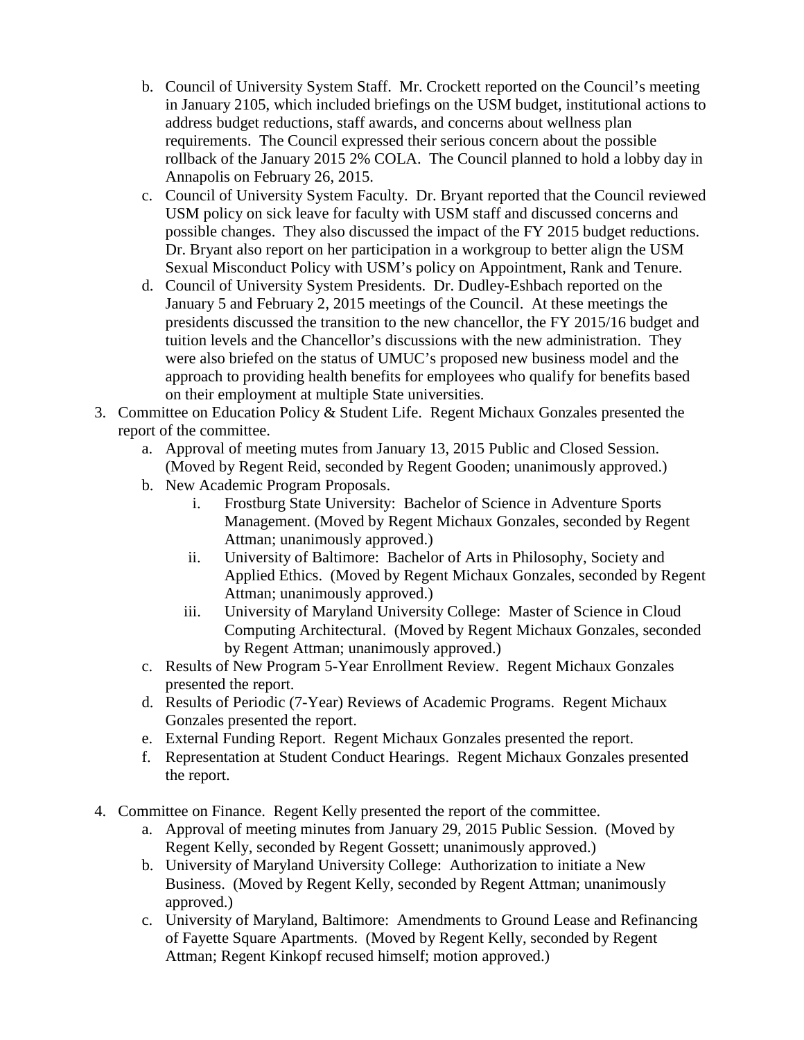b. Council of University System Staff. Mr. Crockett reported on the Council's meeting in January 2105, which included briefings on the USM budget, institutional actions to address budget reductions, staff awards, and concerns about wellness plan requirements. The Council expressed their serious concern about the possible rollback of the January 2015 2% COLA. The Council planned to hold a lobby day in Annapolis on February 26, 2015.

c. Council of University System Faculty. Dr. Bryant reported that the Council reviewed USM policy on sick leave for faculty with USM staff and discussed concerns and possible changes. They also discussed the impact of the FY 2015 budget reductions. Dr. Bryant also report on her participation in a workgroup to better align the USM Sexual Misconduct Policy with USM's policy on Appointment, Rank and Tenure.

d. Council of University System Presidents. Dr. Dudley-Eshbach reported on the January 5 and February 2, 2015 meetings of the Council. At these meetings the presidents discussed the transition to the new chancellor, the FY 2015/16 budget and tuition levels and the Chancellor's discussions with the new administration. They were also briefed on the status of UMUC's proposed new business model and the approach to providing health benefits for employees who qualify for benefits based on their employment at multiple State universities.

3. Committee on Education Policy & Student Life. Regent Michaux Gonzales presented the report of the committee.
   a. Approval of meeting mutes from January 13, 2015 Public and Closed Session. (Moved by Regent Reid, seconded by Regent Gooden; unanimously approved.)
   b. New Academic Program Proposals.
      i. Frostburg State University: Bachelor of Science in Adventure Sports Management. (Moved by Regent Michaux Gonzales, seconded by Regent Attman; unanimously approved.)
      ii. University of Baltimore: Bachelor of Arts in Philosophy, Society and Applied Ethics. (Moved by Regent Michaux Gonzales, seconded by Regent Attman; unanimously approved.)
      iii. University of Maryland University College: Master of Science in Cloud Computing Architectural. (Moved by Regent Michaux Gonzales, seconded by Regent Attman; unanimously approved.)
   c. Results of New Program 5-Year Enrollment Review. Regent Michaux Gonzales presented the report.
   d. Results of Periodic (7-Year) Reviews of Academic Programs. Regent Michaux Gonzales presented the report.
   e. External Funding Report. Regent Michaux Gonzales presented the report.
   f. Representation at Student Conduct Hearings. Regent Michaux Gonzales presented the report.

4. Committee on Finance. Regent Kelly presented the report of the committee.
   a. Approval of meeting minutes from January 29, 2015 Public Session. (Moved by Regent Kelly, seconded by Regent Gossett; unanimously approved.)
   b. University of Maryland University College: Authorization to initiate a New Business. (Moved by Regent Kelly, seconded by Regent Attman; unanimously approved.)
   c. University of Maryland, Baltimore: Amendments to Ground Lease and Refinancing of Fayette Square Apartments. (Moved by Regent Kelly, seconded by Regent Attman; Regent Kinkopf recused himself; motion approved.)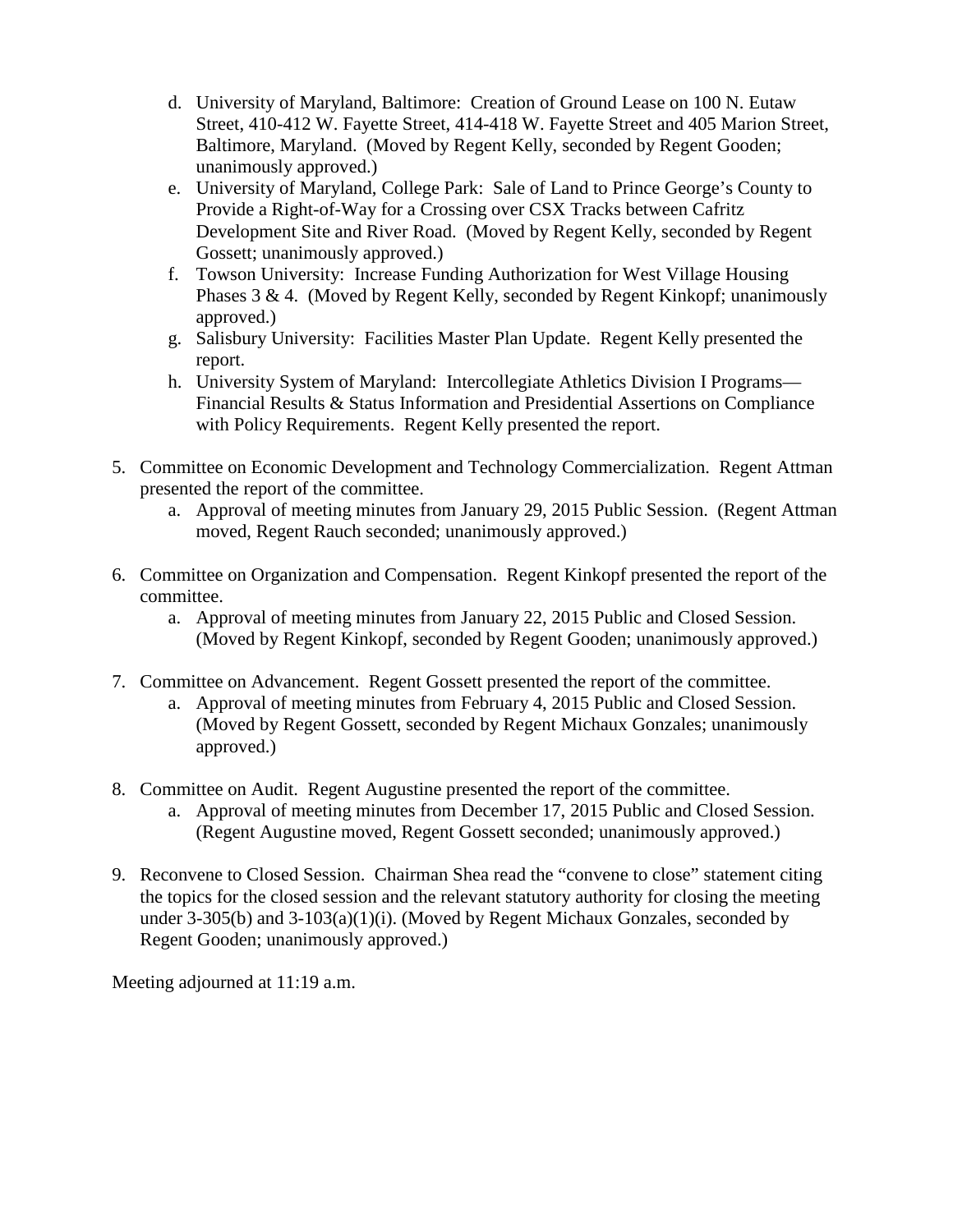d. University of Maryland, Baltimore: Creation of Ground Lease on 100 N. Eutaw Street, 410-412 W. Fayette Street, 414-418 W. Fayette Street and 405 Marion Street, Baltimore, Maryland. (Moved by Regent Kelly, seconded by Regent Gooden; unanimously approved.)
   e. University of Maryland, College Park: Sale of Land to Prince George's County to Provide a Right-of-Way for a Crossing over CSX Tracks between Cafritz Development Site and River Road. (Moved by Regent Kelly, seconded by Regent Gossett; unanimously approved.)
   f. Towson University: Increase Funding Authorization for West Village Housing Phases 3 & 4. (Moved by Regent Kelly, seconded by Regent Kinkopf; unanimously approved.)
   g. Salisbury University: Facilities Master Plan Update. Regent Kelly presented the report.
   h. University System of Maryland: Intercollegiate Athletics Division I Programs—Financial Results & Status Information and Presidential Assertions on Compliance with Policy Requirements. Regent Kelly presented the report.

5. Committee on Economic Development and Technology Commercialization. Regent Attman presented the report of the committee.
   a. Approval of meeting minutes from January 29, 2015 Public Session. (Regent Attman moved, Regent Rauch seconded; unanimously approved.)

6. Committee on Organization and Compensation. Regent Kinkopf presented the report of the committee.
   a. Approval of meeting minutes from January 22, 2015 Public and Closed Session. (Moved by Regent Kinkopf, seconded by Regent Gooden; unanimously approved.)

7. Committee on Advancement. Regent Gossett presented the report of the committee.
   a. Approval of meeting minutes from February 4, 2015 Public and Closed Session. (Moved by Regent Gossett, seconded by Regent Michaux Gonzales; unanimously approved.)

8. Committee on Audit. Regent Augustine presented the report of the committee.
   a. Approval of meeting minutes from December 17, 2015 Public and Closed Session. (Regent Augustine moved, Regent Gossett seconded; unanimously approved.)

9. Reconvene to Closed Session. Chairman Shea read the "convene to close" statement citing the topics for the closed session and the relevant statutory authority for closing the meeting under 3-305(b) and 3-103(a)(1)(i). (Moved by Regent Michaux Gonzales, seconded by Regent Gooden; unanimously approved.)

Meeting adjourned at 11:19 a.m.